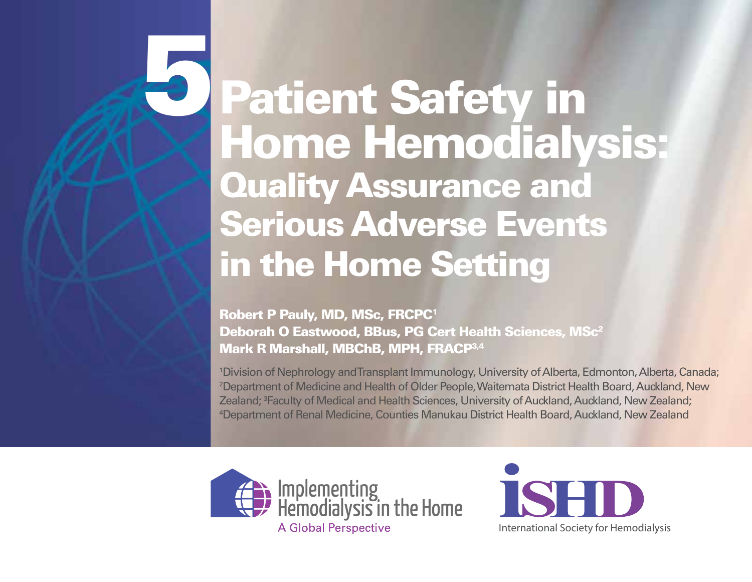# 5 Patient Safety in Home Hemodialysis: Quality Assurance and Serious Adverse Events in the Home Setting

**Robert P Pauly, MD, MSc, FRCPC[1]**
**Deborah O Eastwood, BBus, PG Cert Health Sciences, MSc[2]**
**Mark R Marshall, MBChB, MPH, FRACP[3,4]**

[1]Division of Nephrology and Transplant Immunology, University of Alberta, Edmonton, Alberta, Canada; [2]Department of Medicine and Health of Older People, Waitemata District Health Board, Auckland, New Zealand; [3]Faculty of Medical and Health Sciences, University of Auckland, Auckland, New Zealand; [4]Department of Renal Medicine, Counties Manukau District Health Board, Auckland, New Zealand

Implementing Hemodialysis in the Home
A Global Perspective

ISHD
International Society for Hemodialysis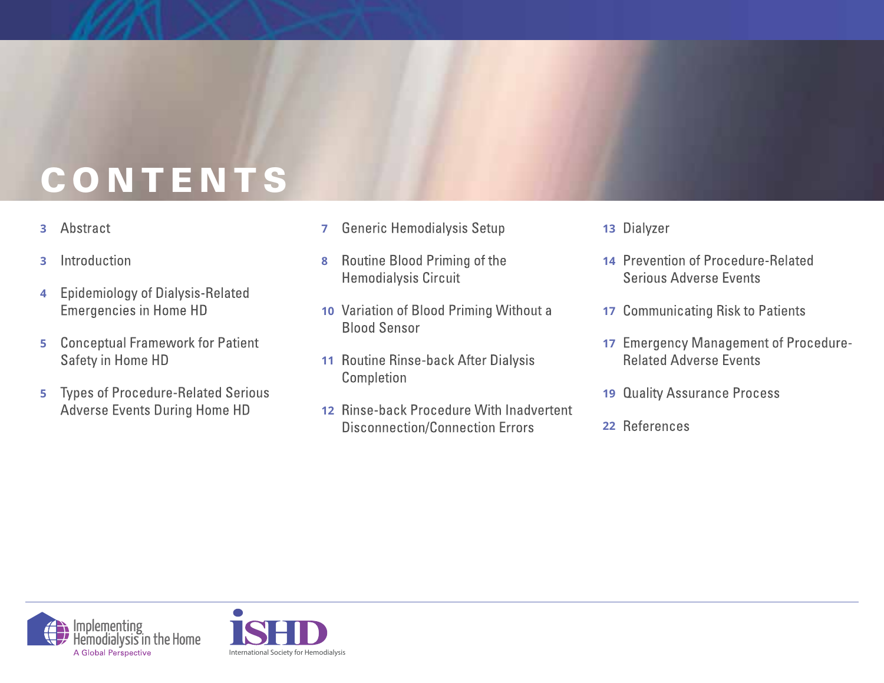# CONTENTS

3 Abstract

3 Introduction

4 Epidemiology of Dialysis-Related Emergencies in Home HD

5 Conceptual Framework for Patient Safety in Home HD

5 Types of Procedure-Related Serious Adverse Events During Home HD

7 Generic Hemodialysis Setup

8 Routine Blood Priming of the Hemodialysis Circuit

10 Variation of Blood Priming Without a Blood Sensor

11 Routine Rinse-back After Dialysis Completion

12 Rinse-back Procedure With Inadvertent Disconnection/Connection Errors

13 Dialyzer

14 Prevention of Procedure-Related Serious Adverse Events

17 Communicating Risk to Patients

17 Emergency Management of Procedure-Related Adverse Events

19 Quality Assurance Process

22 References

Implementing Hemodialysis in the Home
A Global Perspective

iSHD
International Society for Hemodialysis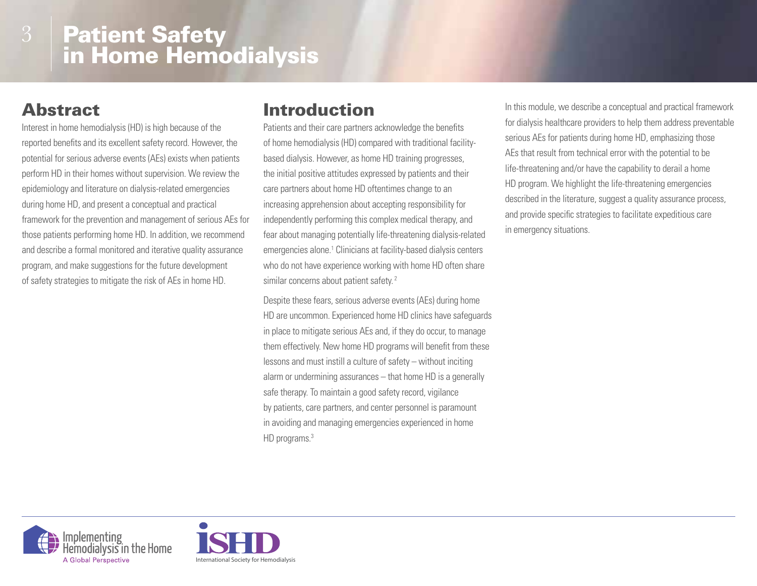# Patient Safety in Home Hemodialysis

## Abstract

Interest in home hemodialysis (HD) is high because of the reported benefits and its excellent safety record. However, the potential for serious adverse events (AEs) exists when patients perform HD in their homes without supervision. We review the epidemiology and literature on dialysis-related emergencies during home HD, and present a conceptual and practical framework for the prevention and management of serious AEs for those patients performing home HD. In addition, we recommend and describe a formal monitored and iterative quality assurance program, and make suggestions for the future development of safety strategies to mitigate the risk of AEs in home HD.

## Introduction

Patients and their care partners acknowledge the benefits of home hemodialysis (HD) compared with traditional facility-based dialysis. However, as home HD training progresses, the initial positive attitudes expressed by patients and their care partners about home HD oftentimes change to an increasing apprehension about accepting responsibility for independently performing this complex medical therapy, and fear about managing potentially life-threatening dialysis-related emergencies alone.[1] Clinicians at facility-based dialysis centers who do not have experience working with home HD often share similar concerns about patient safety.[2]

Despite these fears, serious adverse events (AEs) during home HD are uncommon. Experienced home HD clinics have safeguards in place to mitigate serious AEs and, if they do occur, to manage them effectively. New home HD programs will benefit from these lessons and must instill a culture of safety – without inciting alarm or undermining assurances – that home HD is a generally safe therapy. To maintain a good safety record, vigilance by patients, care partners, and center personnel is paramount in avoiding and managing emergencies experienced in home HD programs.[3]

In this module, we describe a conceptual and practical framework for dialysis healthcare providers to help them address preventable serious AEs for patients during home HD, emphasizing those AEs that result from technical error with the potential to be life-threatening and/or have the capability to derail a home HD program. We highlight the life-threatening emergencies described in the literature, suggest a quality assurance process, and provide specific strategies to facilitate expeditious care in emergency situations.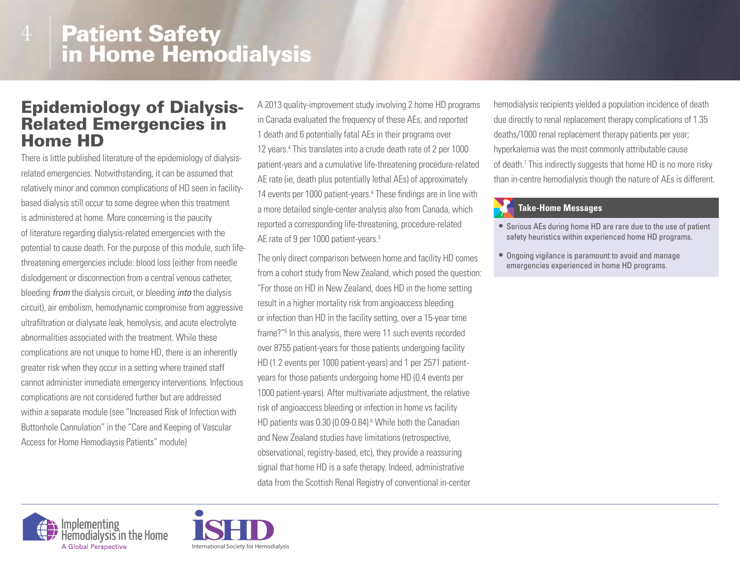# Patient Safety in Home Hemodialysis

## Epidemiology of Dialysis-Related Emergencies in Home HD

There is little published literature of the epidemiology of dialysis-related emergencies. Notwithstanding, it can be assumed that relatively minor and common complications of HD seen in facility-based dialysis still occur to some degree when this treatment is administered at home. More concerning is the paucity of literature regarding dialysis-related emergencies with the potential to cause death. For the purpose of this module, such life-threatening emergencies include: blood loss (either from needle dislodgement or disconnection from a central venous catheter, bleeding *from* the dialysis circuit, or bleeding *into* the dialysis circuit), air embolism, hemodynamic compromise from aggressive ultrafiltration or dialysate leak, hemolysis, and acute electrolyte abnormalities associated with the treatment. While these complications are not unique to home HD, there is an inherently greater risk when they occur in a setting where trained staff cannot administer immediate emergency interventions. Infectious complications are not considered further but are addressed within a separate module (see "Increased Risk of Infection with Buttonhole Cannulation" in the "Care and Keeping of Vascular Access for Home Hemodiaysis Patients" module)

A 2013 quality-improvement study involving 2 home HD programs in Canada evaluated the frequency of these AEs, and reported 1 death and 6 potentially fatal AEs in their programs over 12 years.[4] This translates into a crude death rate of 2 per 1000 patient-years and a cumulative life-threatening procedure-related AE rate (ie, death plus potentially lethal AEs) of approximately 14 events per 1000 patient-years.[4] These findings are in line with a more detailed single-center analysis also from Canada, which reported a corresponding life-threatening, procedure-related AE rate of 9 per 1000 patient-years.[5]

The only direct comparison between home and facility HD comes from a cohort study from New Zealand, which posed the question: "For those on HD in New Zealand, does HD in the home setting result in a higher mortality risk from angioaccess bleeding or infection than HD in the facility setting, over a 15-year time frame?"[6] In this analysis, there were 11 such events recorded over 8755 patient-years for those patients undergoing facility HD (1.2 events per 1000 patient-years) and 1 per 2571 patient-years for those patients undergoing home HD (0.4 events per 1000 patient-years). After multivariate adjustment, the relative risk of angioaccess bleeding or infection in home vs facility HD patients was 0.30 (0.09-0.84).[6] While both the Canadian and New Zealand studies have limitations (retrospective, observational, registry-based, etc), they provide a reassuring signal that home HD is a safe therapy. Indeed, administrative data from the Scottish Renal Registry of conventional in-center hemodialysis recipients yielded a population incidence of death due directly to renal replacement therapy complications of 1.35 deaths/1000 renal replacement therapy patients per year; hyperkalemia was the most commonly attributable cause of death.[7] This indirectly suggests that home HD is no more risky than in-centre hemodialysis though the nature of AEs is different.

**Take-Home Messages**

- Serious AEs during home HD are rare due to the use of patient safety heuristics within experienced home HD programs.
- Ongoing vigilance is paramount to avoid and manage emergencies experienced in home HD programs.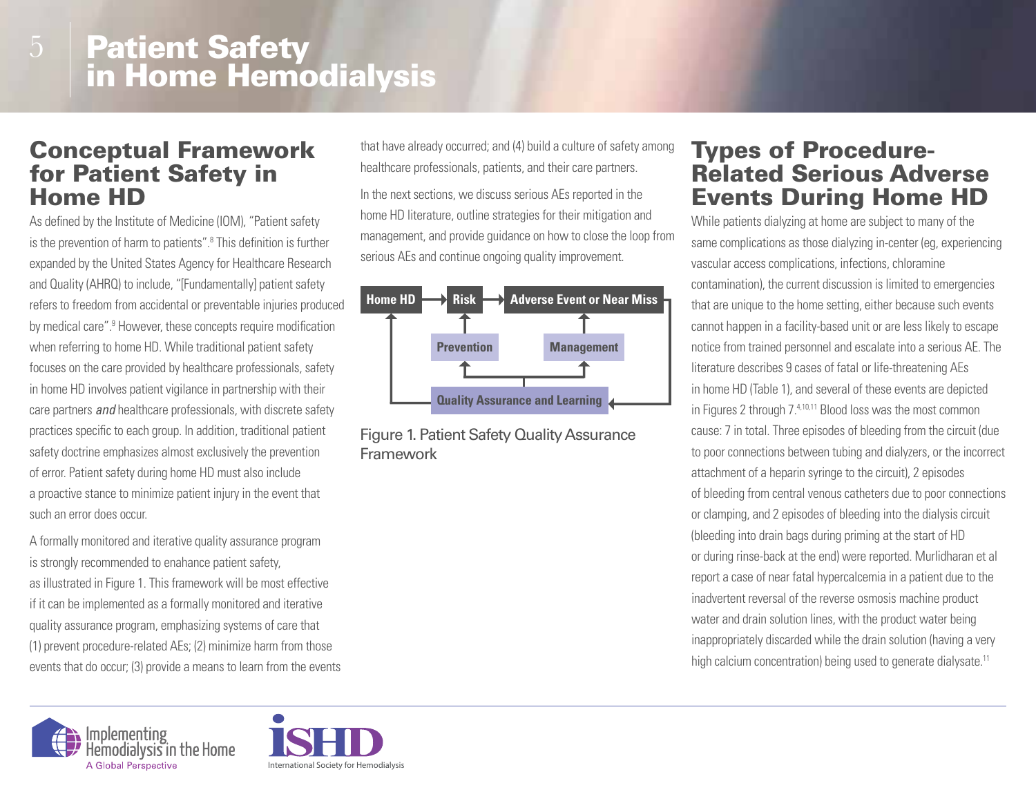# Patient Safety in Home Hemodialysis

## Conceptual Framework for Patient Safety in Home HD

As defined by the Institute of Medicine (IOM), "Patient safety is the prevention of harm to patients".[8] This definition is further expanded by the United States Agency for Healthcare Research and Quality (AHRQ) to include, "[Fundamentally] patient safety refers to freedom from accidental or preventable injuries produced by medical care".[9] However, these concepts require modification when referring to home HD. While traditional patient safety focuses on the care provided by healthcare professionals, safety in home HD involves patient vigilance in partnership with their care partners *and* healthcare professionals, with discrete safety practices specific to each group. In addition, traditional patient safety doctrine emphasizes almost exclusively the prevention of error. Patient safety during home HD must also include a proactive stance to minimize patient injury in the event that such an error does occur.

A formally monitored and iterative quality assurance program is strongly recommended to enahance patient safety, as illustrated in Figure 1. This framework will be most effective if it can be implemented as a formally monitored and iterative quality assurance program, emphasizing systems of care that (1) prevent procedure-related AEs; (2) minimize harm from those events that do occur; (3) provide a means to learn from the events that have already occurred; and (4) build a culture of safety among healthcare professionals, patients, and their care partners.

In the next sections, we discuss serious AEs reported in the home HD literature, outline strategies for their mitigation and management, and provide guidance on how to close the loop from serious AEs and continue ongoing quality improvement.

Home HD → Risk → Adverse Event or Near Miss

Prevention — Management

Quality Assurance and Learning

Figure 1. Patient Safety Quality Assurance Framework

## Types of Procedure-Related Serious Adverse Events During Home HD

While patients dialyzing at home are subject to many of the same complications as those dialyzing in-center (eg, experiencing vascular access complications, infections, chloramine contamination), the current discussion is limited to emergencies that are unique to the home setting, either because such events cannot happen in a facility-based unit or are less likely to escape notice from trained personnel and escalate into a serious AE. The literature describes 9 cases of fatal or life-threatening AEs in home HD (Table 1), and several of these events are depicted in Figures 2 through 7.[4,10,11] Blood loss was the most common cause: 7 in total. Three episodes of bleeding from the circuit (due to poor connections between tubing and dialyzers, or the incorrect attachment of a heparin syringe to the circuit), 2 episodes of bleeding from central venous catheters due to poor connections or clamping, and 2 episodes of bleeding into the dialysis circuit (bleeding into drain bags during priming at the start of HD or during rinse-back at the end) were reported. Murlidharan et al report a case of near fatal hypercalcemia in a patient due to the inadvertent reversal of the reverse osmosis machine product water and drain solution lines, with the product water being inappropriately discarded while the drain solution (having a very high calcium concentration) being used to generate dialysate.[11]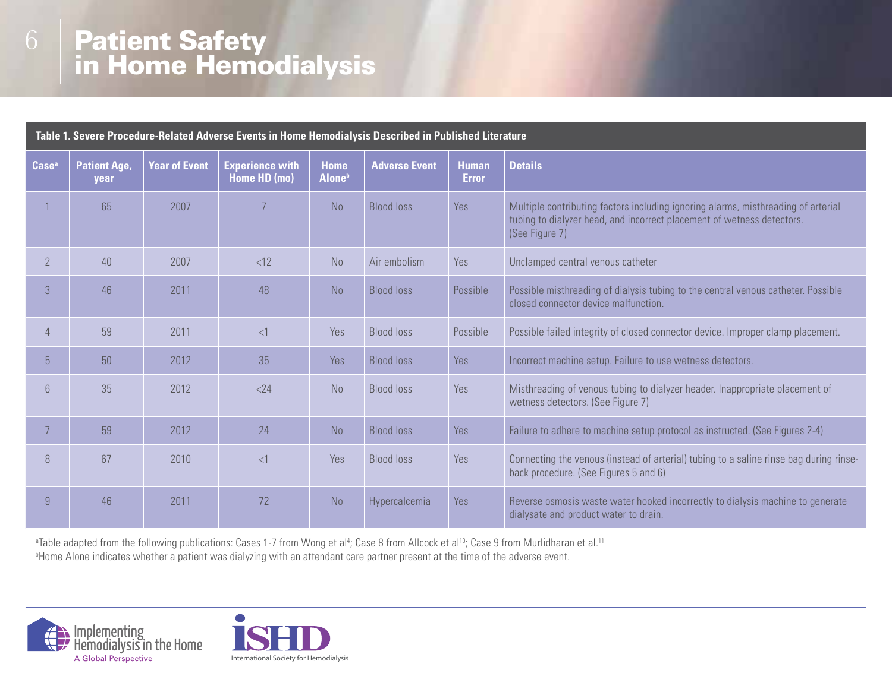# Patient Safety in Home Hemodialysis

**Table 1. Severe Procedure-Related Adverse Events in Home Hemodialysis Described in Published Literature**

| Case[a] | Patient Age, year | Year of Event | Experience with Home HD (mo) | Home Alone[b] | Adverse Event | Human Error | Details |
|---|---|---|---|---|---|---|---|
| 1 | 65 | 2007 | 7 | No | Blood loss | Yes | Multiple contributing factors including ignoring alarms, misthreading of arterial tubing to dialyzer head, and incorrect placement of wetness detectors. (See Figure 7) |
| 2 | 40 | 2007 | <12 | No | Air embolism | Yes | Unclamped central venous catheter |
| 3 | 46 | 2011 | 48 | No | Blood loss | Possible | Possible misthreading of dialysis tubing to the central venous catheter. Possible closed connector device malfunction. |
| 4 | 59 | 2011 | <1 | Yes | Blood loss | Possible | Possible failed integrity of closed connector device. Improper clamp placement. |
| 5 | 50 | 2012 | 35 | Yes | Blood loss | Yes | Incorrect machine setup. Failure to use wetness detectors. |
| 6 | 35 | 2012 | <24 | No | Blood loss | Yes | Misthreading of venous tubing to dialyzer header. Inappropriate placement of wetness detectors. (See Figure 7) |
| 7 | 59 | 2012 | 24 | No | Blood loss | Yes | Failure to adhere to machine setup protocol as instructed. (See Figures 2-4) |
| 8 | 67 | 2010 | <1 | Yes | Blood loss | Yes | Connecting the venous (instead of arterial) tubing to a saline rinse bag during rinse-back procedure. (See Figures 5 and 6) |
| 9 | 46 | 2011 | 72 | No | Hypercalcemia | Yes | Reverse osmosis waste water hooked incorrectly to dialysis machine to generate dialysate and product water to drain. |

[a]Table adapted from the following publications: Cases 1-7 from Wong et al[4]; Case 8 from Allcock et al[10]; Case 9 from Murlidharan et al.[11]

[b]Home Alone indicates whether a patient was dialyzing with an attendant care partner present at the time of the adverse event.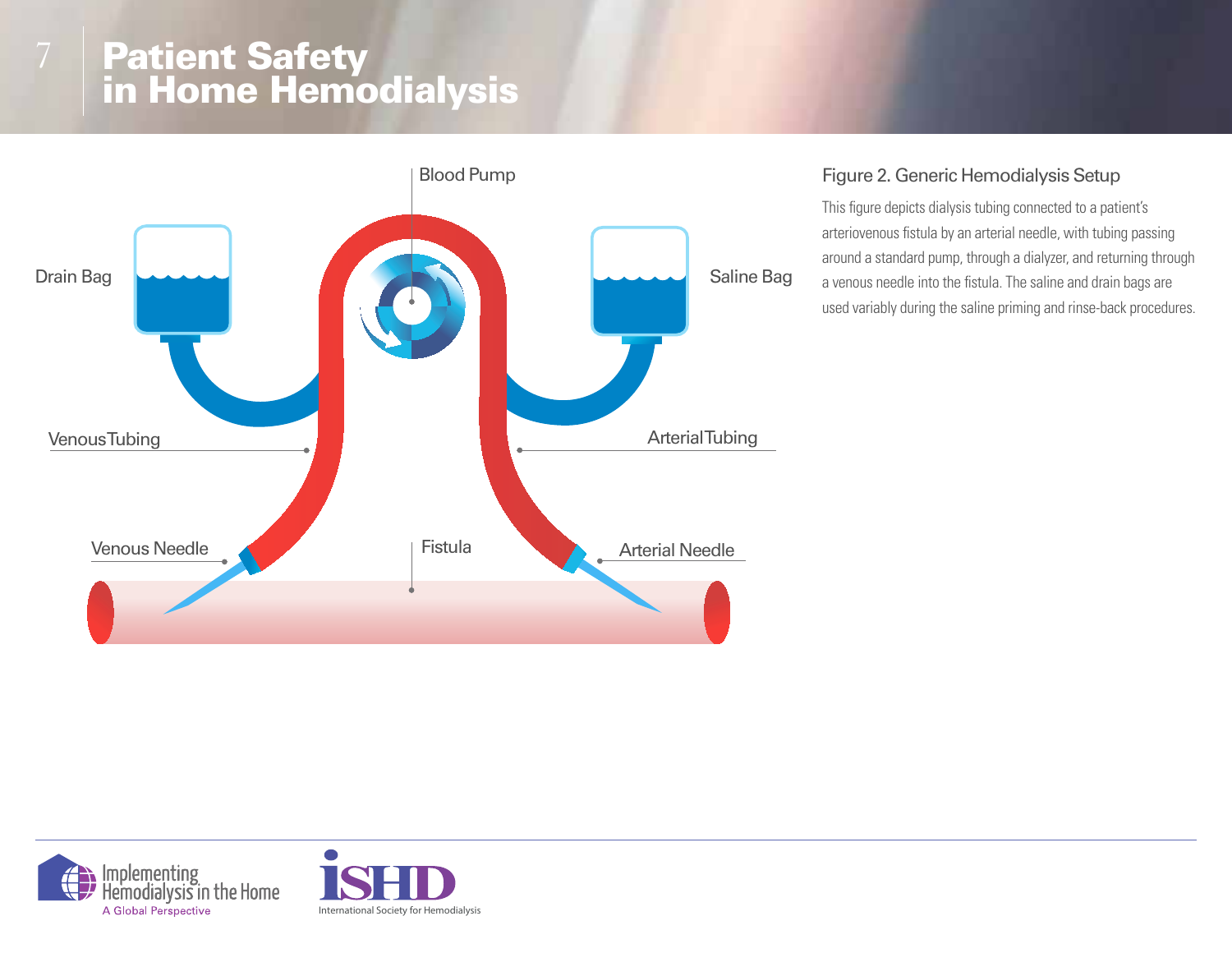# Patient Safety in Home Hemodialysis

Blood Pump

Drain Bag

Saline Bag

Venous Tubing

Arterial Tubing

Venous Needle

Fistula

Arterial Needle

**Figure 2. Generic Hemodialysis Setup**

This figure depicts dialysis tubing connected to a patient's arteriovenous fistula by an arterial needle, with tubing passing around a standard pump, through a dialyzer, and returning through a venous needle into the fistula. The saline and drain bags are used variably during the saline priming and rinse-back procedures.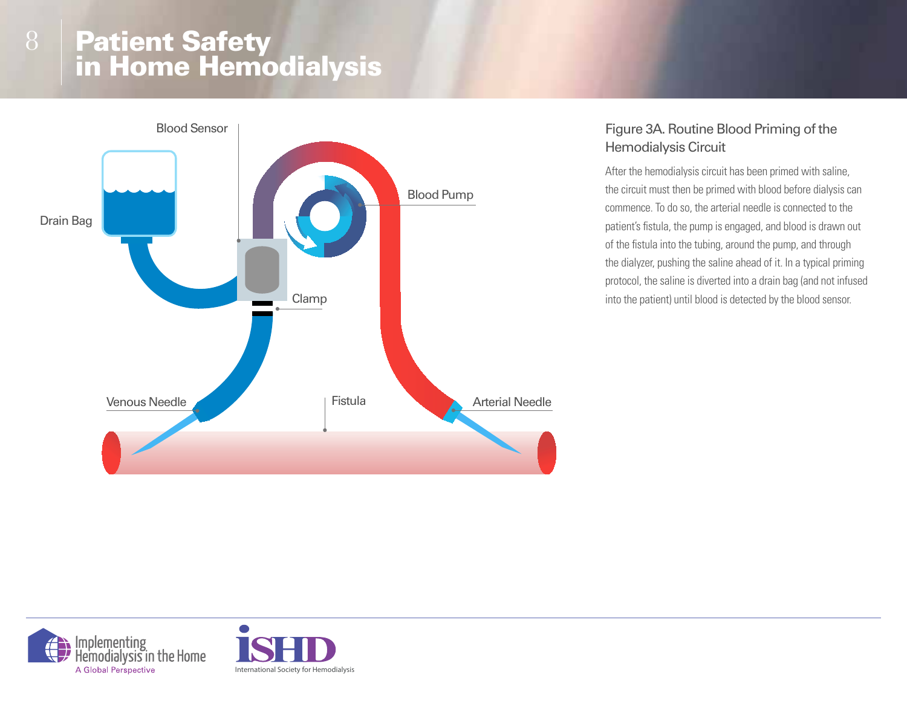Drain Bag

Blood Sensor

Blood Pump

Clamp

Venous Needle

Fistula

Arterial Needle

## Figure 3A. Routine Blood Priming of the Hemodialysis Circuit

After the hemodialysis circuit has been primed with saline, the circuit must then be primed with blood before dialysis can commence. To do so, the arterial needle is connected to the patient's fistula, the pump is engaged, and blood is drawn out of the fistula into the tubing, around the pump, and through the dialyzer, pushing the saline ahead of it. In a typical priming protocol, the saline is diverted into a drain bag (and not infused into the patient) until blood is detected by the blood sensor.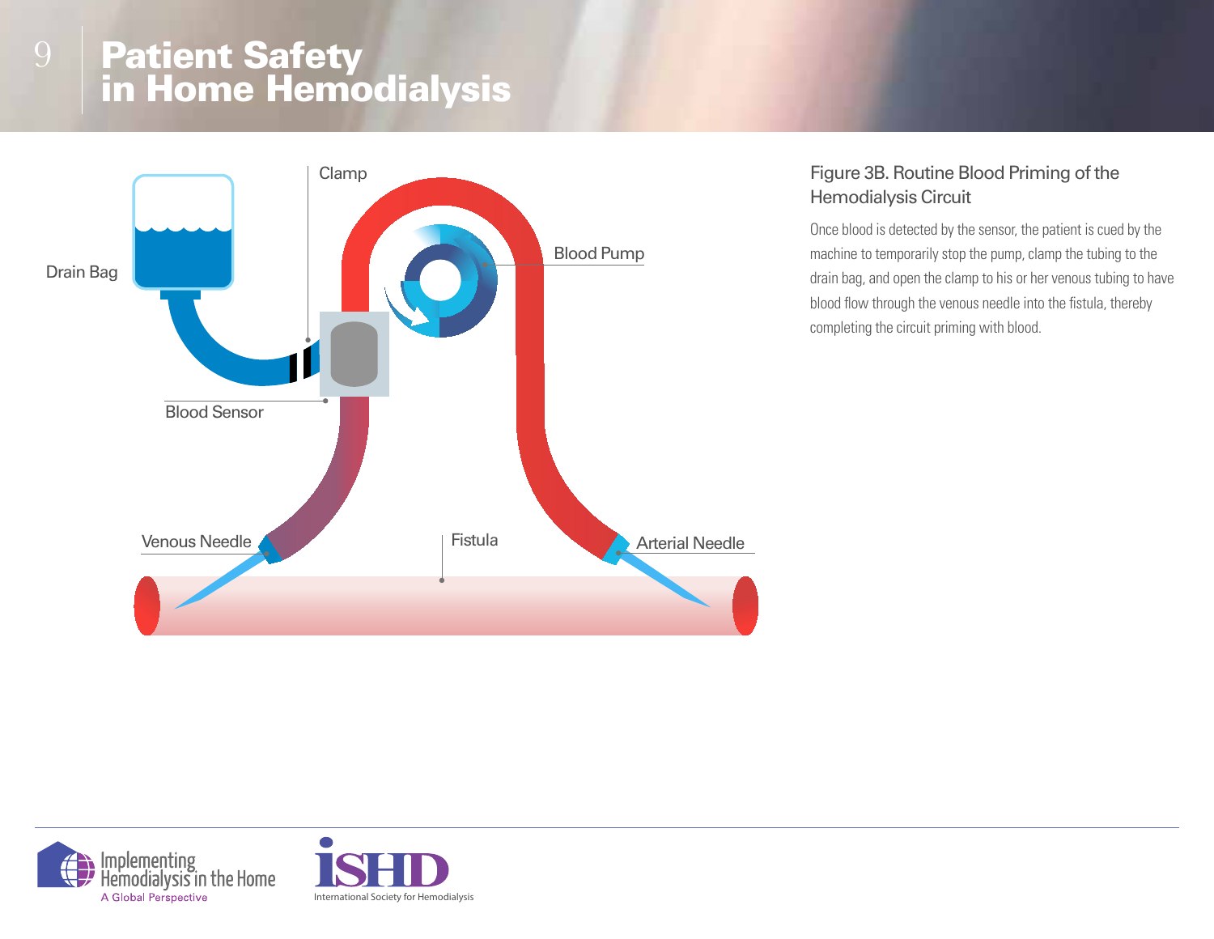# Patient Safety in Home Hemodialysis

Drain Bag

Clamp

Blood Pump

Blood Sensor

Venous Needle

Fistula

Arterial Needle

### Figure 3B. Routine Blood Priming of the Hemodialysis Circuit

Once blood is detected by the sensor, the patient is cued by the machine to temporarily stop the pump, clamp the tubing to the drain bag, and open the clamp to his or her venous tubing to have blood flow through the venous needle into the fistula, thereby completing the circuit priming with blood.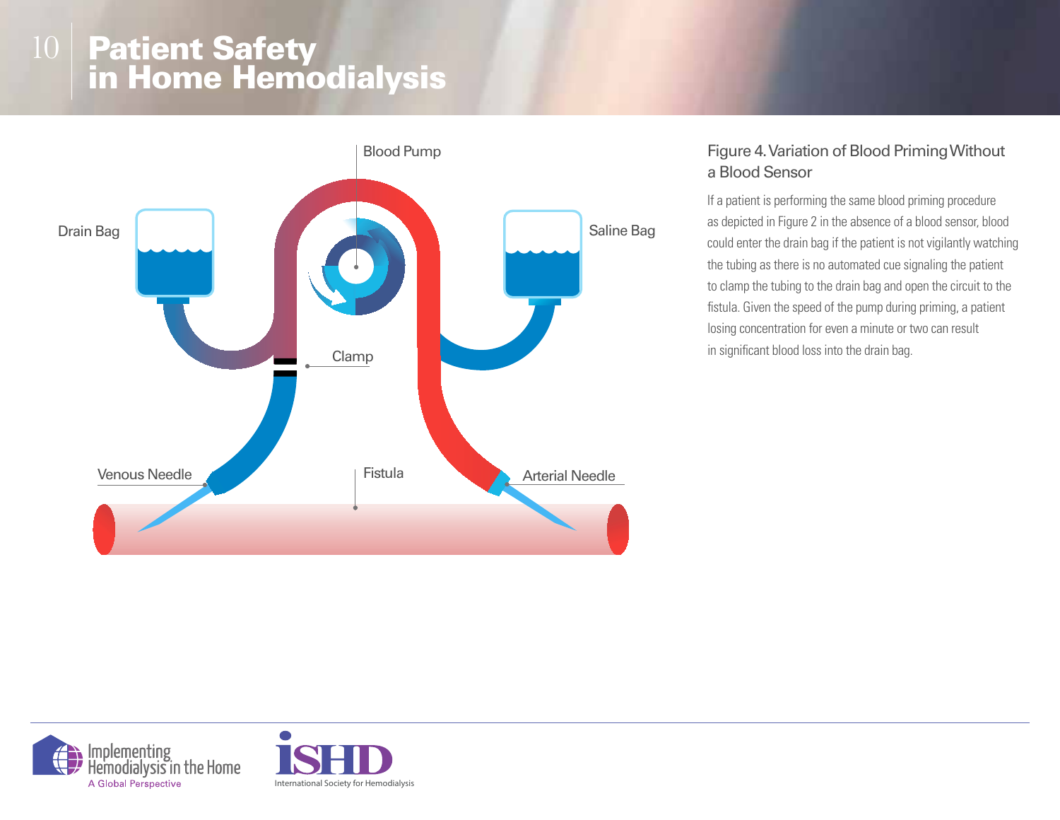# Patient Safety in Home Hemodialysis

Blood Pump

Drain Bag

Saline Bag

Clamp

Venous Needle

Fistula

Arterial Needle

### Figure 4. Variation of Blood Priming Without a Blood Sensor

If a patient is performing the same blood priming procedure as depicted in Figure 2 in the absence of a blood sensor, blood could enter the drain bag if the patient is not vigilantly watching the tubing as there is no automated cue signaling the patient to clamp the tubing to the drain bag and open the circuit to the fistula. Given the speed of the pump during priming, a patient losing concentration for even a minute or two can result in significant blood loss into the drain bag.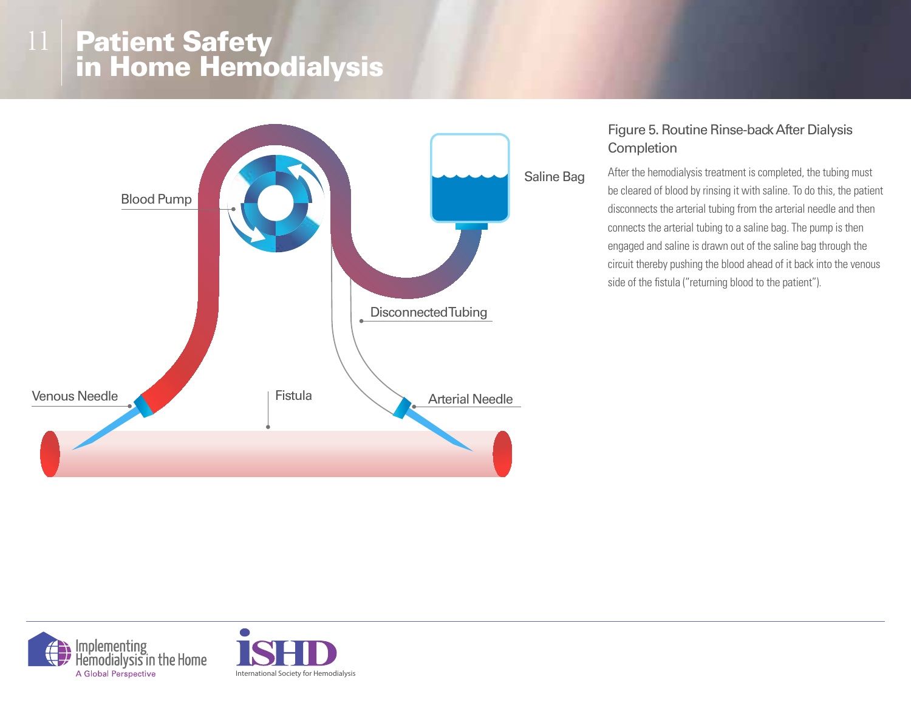# Patient Safety in Home Hemodialysis

Figure 5. Routine Rinse-back After Dialysis Completion

After the hemodialysis treatment is completed, the tubing must be cleared of blood by rinsing it with saline. To do this, the patient disconnects the arterial tubing from the arterial needle and then connects the arterial tubing to a saline bag. The pump is then engaged and saline is drawn out of the saline bag through the circuit thereby pushing the blood ahead of it back into the venous side of the fistula ("returning blood to the patient").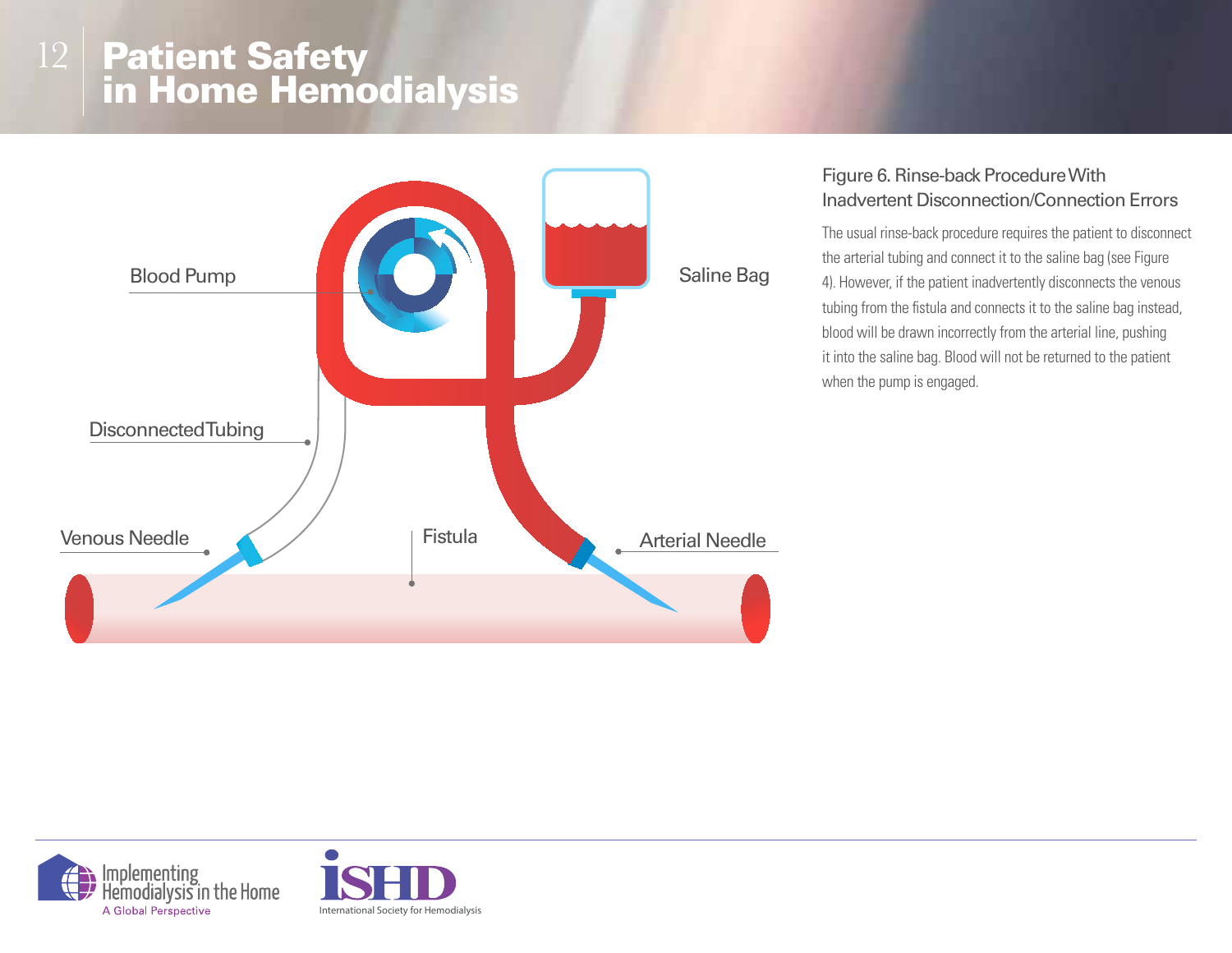Figure 6. Rinse-back Procedure With Inadvertent Disconnection/Connection Errors

The usual rinse-back procedure requires the patient to disconnect the arterial tubing and connect it to the saline bag (see Figure 4). However, if the patient inadvertently disconnects the venous tubing from the fistula and connects it to the saline bag instead, blood will be drawn incorrectly from the arterial line, pushing it into the saline bag. Blood will not be returned to the patient when the pump is engaged.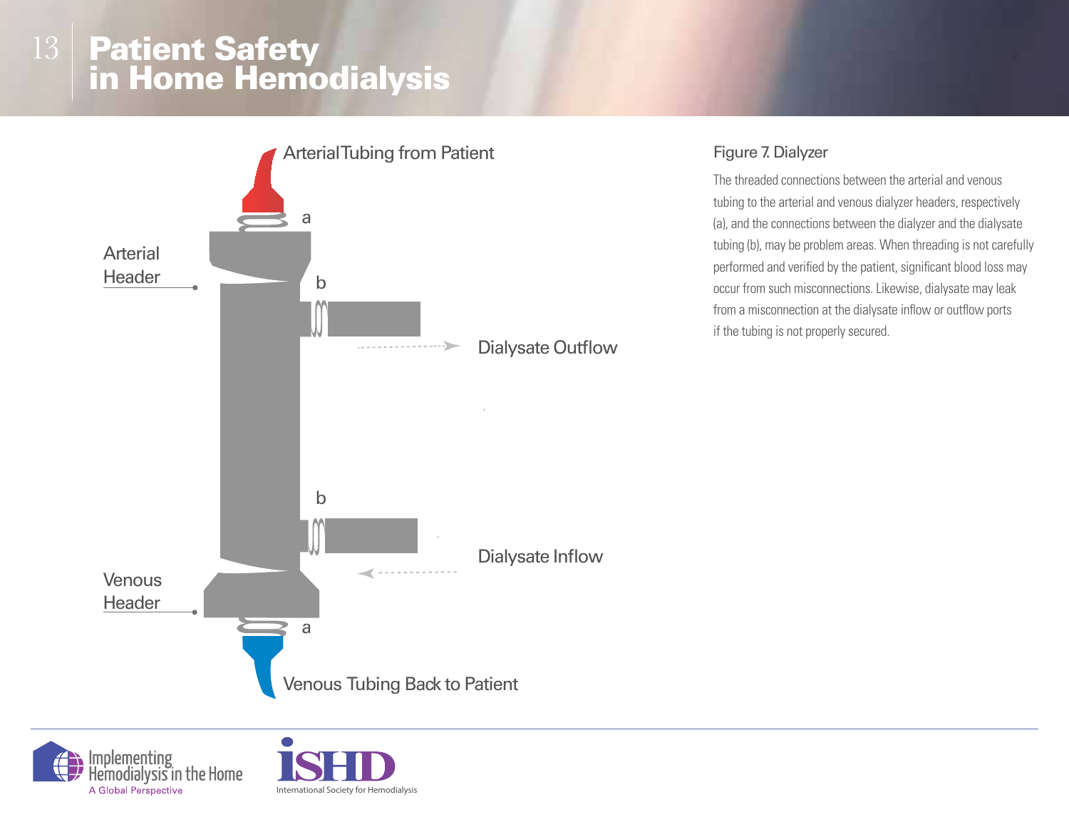# Patient Safety in Home Hemodialysis

Arterial Tubing from Patient

a

Arterial Header

b

Dialysate Outflow

b

Dialysate Inflow

Venous Header

a

Venous Tubing Back to Patient

Figure 7. Dialyzer

The threaded connections between the arterial and venous tubing to the arterial and venous dialyzer headers, respectively (a), and the connections between the dialyzer and the dialysate tubing (b), may be problem areas. When threading is not carefully performed and verified by the patient, significant blood loss may occur from such misconnections. Likewise, dialysate may leak from a misconnection at the dialysate inflow or outflow ports if the tubing is not properly secured.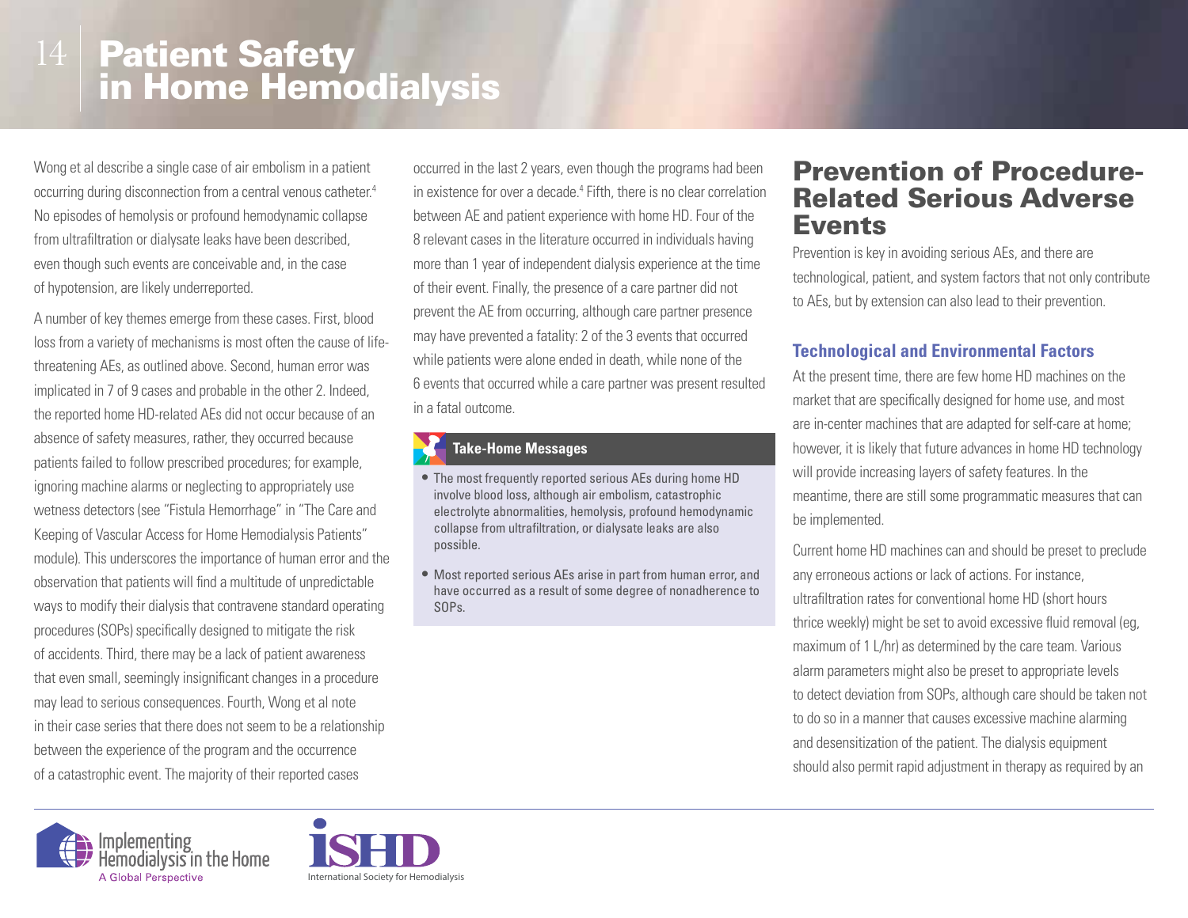Wong et al describe a single case of air embolism in a patient occurring during disconnection from a central venous catheter.[4] No episodes of hemolysis or profound hemodynamic collapse from ultrafiltration or dialysate leaks have been described, even though such events are conceivable and, in the case of hypotension, are likely underreported.

A number of key themes emerge from these cases. First, blood loss from a variety of mechanisms is most often the cause of life-threatening AEs, as outlined above. Second, human error was implicated in 7 of 9 cases and probable in the other 2. Indeed, the reported home HD-related AEs did not occur because of an absence of safety measures, rather, they occurred because patients failed to follow prescribed procedures; for example, ignoring machine alarms or neglecting to appropriately use wetness detectors (see "Fistula Hemorrhage" in "The Care and Keeping of Vascular Access for Home Hemodialysis Patients" module). This underscores the importance of human error and the observation that patients will find a multitude of unpredictable ways to modify their dialysis that contravene standard operating procedures (SOPs) specifically designed to mitigate the risk of accidents. Third, there may be a lack of patient awareness that even small, seemingly insignificant changes in a procedure may lead to serious consequences. Fourth, Wong et al note in their case series that there does not seem to be a relationship between the experience of the program and the occurrence of a catastrophic event. The majority of their reported cases occurred in the last 2 years, even though the programs had been in existence for over a decade.[4] Fifth, there is no clear correlation between AE and patient experience with home HD. Four of the 8 relevant cases in the literature occurred in individuals having more than 1 year of independent dialysis experience at the time of their event. Finally, the presence of a care partner did not prevent the AE from occurring, although care partner presence may have prevented a fatality: 2 of the 3 events that occurred while patients were alone ended in death, while none of the 6 events that occurred while a care partner was present resulted in a fatal outcome.

**Take-Home Messages**

- The most frequently reported serious AEs during home HD involve blood loss, although air embolism, catastrophic electrolyte abnormalities, hemolysis, profound hemodynamic collapse from ultrafiltration, or dialysate leaks are also possible.
- Most reported serious AEs arise in part from human error, and have occurred as a result of some degree of nonadherence to SOPs.

## Prevention of Procedure-Related Serious Adverse Events

Prevention is key in avoiding serious AEs, and there are technological, patient, and system factors that not only contribute to AEs, but by extension can also lead to their prevention.

### Technological and Environmental Factors

At the present time, there are few home HD machines on the market that are specifically designed for home use, and most are in-center machines that are adapted for self-care at home; however, it is likely that future advances in home HD technology will provide increasing layers of safety features. In the meantime, there are still some programmatic measures that can be implemented.

Current home HD machines can and should be preset to preclude any erroneous actions or lack of actions. For instance, ultrafiltration rates for conventional home HD (short hours thrice weekly) might be set to avoid excessive fluid removal (eg, maximum of 1 L/hr) as determined by the care team. Various alarm parameters might also be preset to appropriate levels to detect deviation from SOPs, although care should be taken not to do so in a manner that causes excessive machine alarming and desensitization of the patient. The dialysis equipment should also permit rapid adjustment in therapy as required by an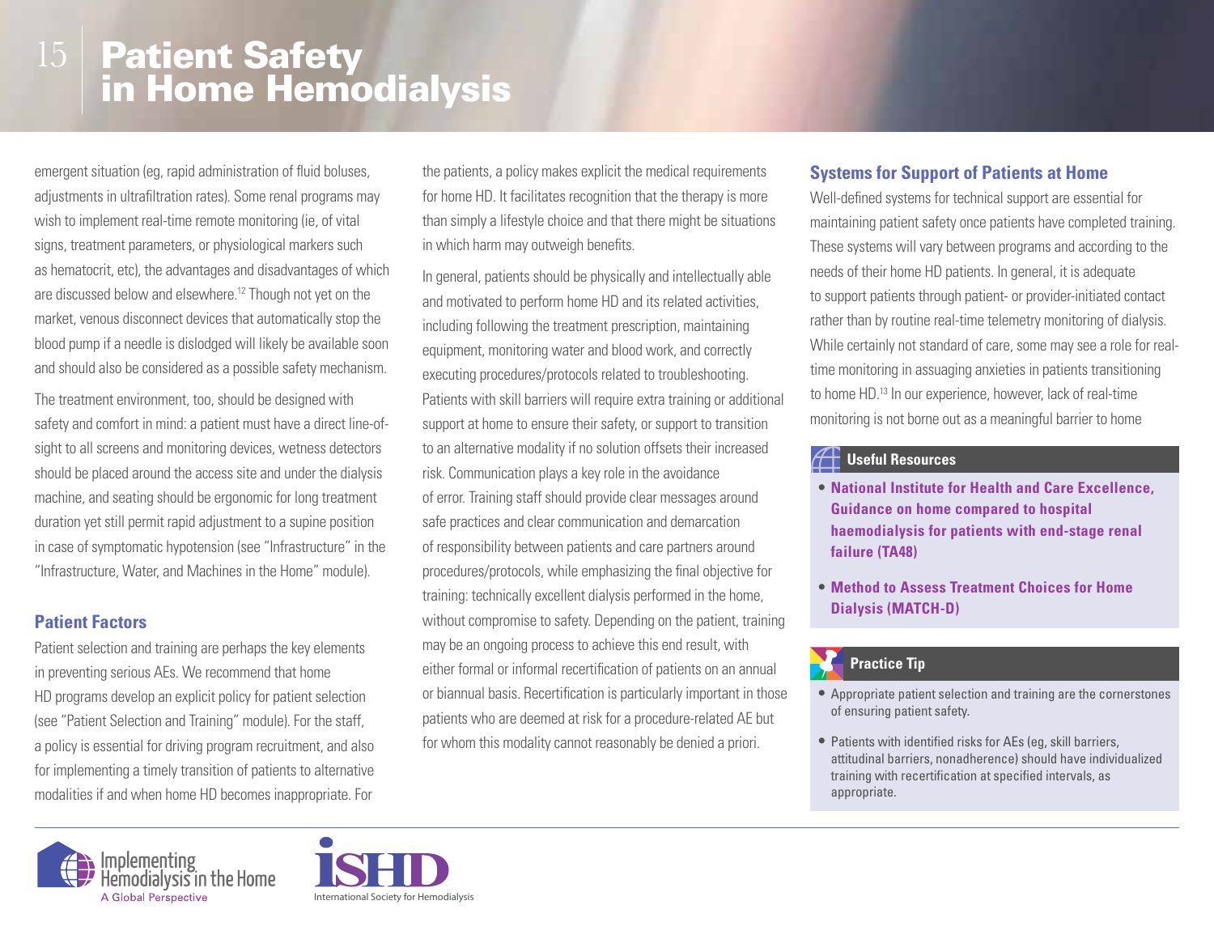emergent situation (eg, rapid administration of fluid boluses, adjustments in ultrafiltration rates). Some renal programs may wish to implement real-time remote monitoring (ie, of vital signs, treatment parameters, or physiological markers such as hematocrit, etc), the advantages and disadvantages of which are discussed below and elsewhere.[12] Though not yet on the market, venous disconnect devices that automatically stop the blood pump if a needle is dislodged will likely be available soon and should also be considered as a possible safety mechanism.

The treatment environment, too, should be designed with safety and comfort in mind: a patient must have a direct line-of-sight to all screens and monitoring devices, wetness detectors should be placed around the access site and under the dialysis machine, and seating should be ergonomic for long treatment duration yet still permit rapid adjustment to a supine position in case of symptomatic hypotension (see "Infrastructure" in the "Infrastructure, Water, and Machines in the Home" module).

### Patient Factors

Patient selection and training are perhaps the key elements in preventing serious AEs. We recommend that home HD programs develop an explicit policy for patient selection (see "Patient Selection and Training" module). For the staff, a policy is essential for driving program recruitment, and also for implementing a timely transition of patients to alternative modalities if and when home HD becomes inappropriate. For the patients, a policy makes explicit the medical requirements for home HD. It facilitates recognition that the therapy is more than simply a lifestyle choice and that there might be situations in which harm may outweigh benefits.

In general, patients should be physically and intellectually able and motivated to perform home HD and its related activities, including following the treatment prescription, maintaining equipment, monitoring water and blood work, and correctly executing procedures/protocols related to troubleshooting. Patients with skill barriers will require extra training or additional support at home to ensure their safety, or support to transition to an alternative modality if no solution offsets their increased risk. Communication plays a key role in the avoidance of error. Training staff should provide clear messages around safe practices and clear communication and demarcation of responsibility between patients and care partners around procedures/protocols, while emphasizing the final objective for training: technically excellent dialysis performed in the home, without compromise to safety. Depending on the patient, training may be an ongoing process to achieve this end result, with either formal or informal recertification of patients on an annual or biannual basis. Recertification is particularly important in those patients who are deemed at risk for a procedure-related AE but for whom this modality cannot reasonably be denied a priori.

### Systems for Support of Patients at Home

Well-defined systems for technical support are essential for maintaining patient safety once patients have completed training. These systems will vary between programs and according to the needs of their home HD patients. In general, it is adequate to support patients through patient- or provider-initiated contact rather than by routine real-time telemetry monitoring of dialysis. While certainly not standard of care, some may see a role for real-time monitoring in assuaging anxieties in patients transitioning to home HD.[13] In our experience, however, lack of real-time monitoring is not borne out as a meaningful barrier to home

#### Useful Resources

- **National Institute for Health and Care Excellence, Guidance on home compared to hospital haemodialysis for patients with end-stage renal failure (TA48)**
- **Method to Assess Treatment Choices for Home Dialysis (MATCH-D)**

#### Practice Tip

- Appropriate patient selection and training are the cornerstones of ensuring patient safety.
- Patients with identified risks for AEs (eg, skill barriers, attitudinal barriers, nonadherence) should have individualized training with recertification at specified intervals, as appropriate.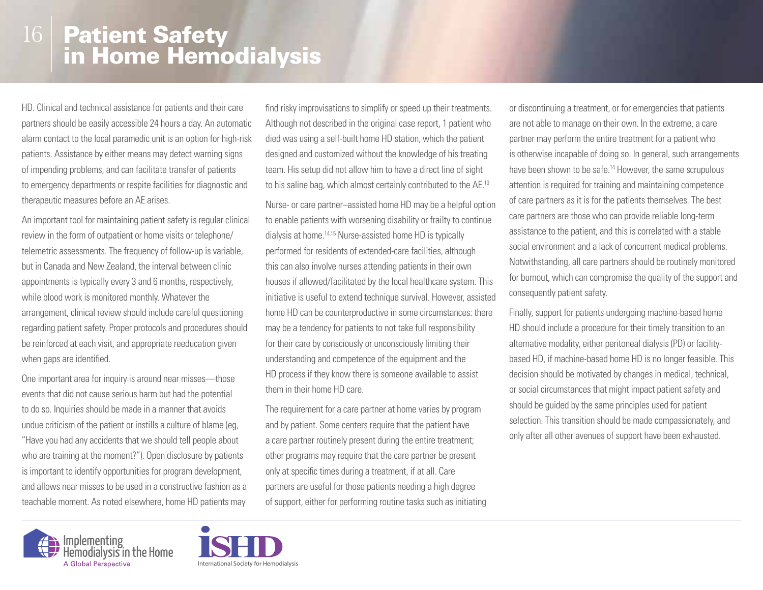# Patient Safety in Home Hemodialysis

HD. Clinical and technical assistance for patients and their care partners should be easily accessible 24 hours a day. An automatic alarm contact to the local paramedic unit is an option for high-risk patients. Assistance by either means may detect warning signs of impending problems, and can facilitate transfer of patients to emergency departments or respite facilities for diagnostic and therapeutic measures before an AE arises.

An important tool for maintaining patient safety is regular clinical review in the form of outpatient or home visits or telephone/telemetric assessments. The frequency of follow-up is variable, but in Canada and New Zealand, the interval between clinic appointments is typically every 3 and 6 months, respectively, while blood work is monitored monthly. Whatever the arrangement, clinical review should include careful questioning regarding patient safety. Proper protocols and procedures should be reinforced at each visit, and appropriate reeducation given when gaps are identified.

One important area for inquiry is around near misses—those events that did not cause serious harm but had the potential to do so. Inquiries should be made in a manner that avoids undue criticism of the patient or instills a culture of blame (eg, "Have you had any accidents that we should tell people about who are training at the moment?"). Open disclosure by patients is important to identify opportunities for program development, and allows near misses to be used in a constructive fashion as a teachable moment. As noted elsewhere, home HD patients may find risky improvisations to simplify or speed up their treatments. Although not described in the original case report, 1 patient who died was using a self-built home HD station, which the patient designed and customized without the knowledge of his treating team. His setup did not allow him to have a direct line of sight to his saline bag, which almost certainly contributed to the AE.[10]

Nurse- or care partner–assisted home HD may be a helpful option to enable patients with worsening disability or frailty to continue dialysis at home.[14,15] Nurse-assisted home HD is typically performed for residents of extended-care facilities, although this can also involve nurses attending patients in their own houses if allowed/facilitated by the local healthcare system. This initiative is useful to extend technique survival. However, assisted home HD can be counterproductive in some circumstances: there may be a tendency for patients to not take full responsibility for their care by consciously or unconsciously limiting their understanding and competence of the equipment and the HD process if they know there is someone available to assist them in their home HD care.

The requirement for a care partner at home varies by program and by patient. Some centers require that the patient have a care partner routinely present during the entire treatment; other programs may require that the care partner be present only at specific times during a treatment, if at all. Care partners are useful for those patients needing a high degree of support, either for performing routine tasks such as initiating or discontinuing a treatment, or for emergencies that patients are not able to manage on their own. In the extreme, a care partner may perform the entire treatment for a patient who is otherwise incapable of doing so. In general, such arrangements have been shown to be safe.[14] However, the same scrupulous attention is required for training and maintaining competence of care partners as it is for the patients themselves. The best care partners are those who can provide reliable long-term assistance to the patient, and this is correlated with a stable social environment and a lack of concurrent medical problems. Notwithstanding, all care partners should be routinely monitored for burnout, which can compromise the quality of the support and consequently patient safety.

Finally, support for patients undergoing machine-based home HD should include a procedure for their timely transition to an alternative modality, either peritoneal dialysis (PD) or facility-based HD, if machine-based home HD is no longer feasible. This decision should be motivated by changes in medical, technical, or social circumstances that might impact patient safety and should be guided by the same principles used for patient selection. This transition should be made compassionately, and only after all other avenues of support have been exhausted.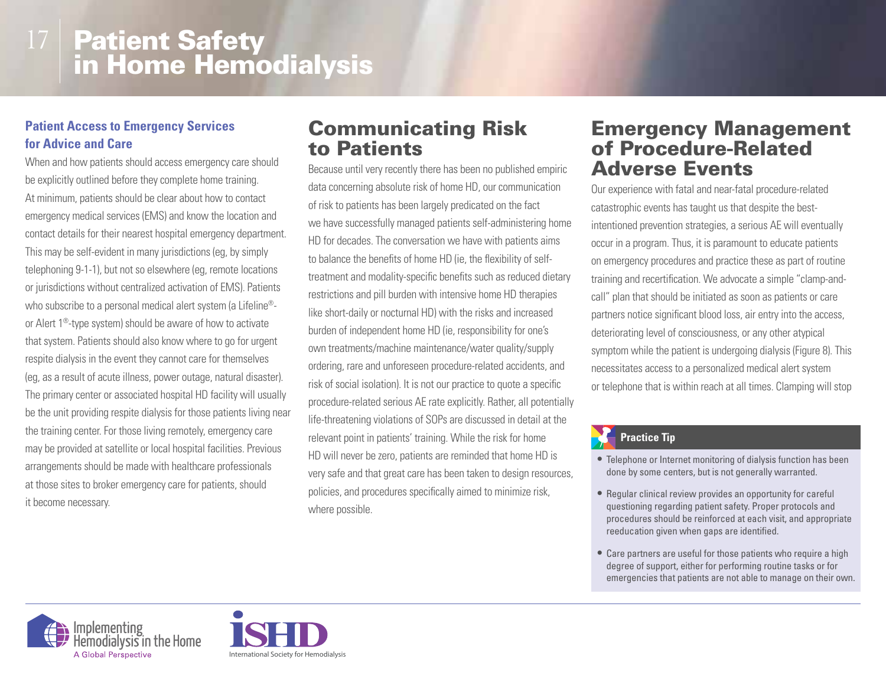# Patient Safety in Home Hemodialysis

### Patient Access to Emergency Services for Advice and Care

When and how patients should access emergency care should be explicitly outlined before they complete home training. At minimum, patients should be clear about how to contact emergency medical services (EMS) and know the location and contact details for their nearest hospital emergency department. This may be self-evident in many jurisdictions (eg, by simply telephoning 9-1-1), but not so elsewhere (eg, remote locations or jurisdictions without centralized activation of EMS). Patients who subscribe to a personal medical alert system (a Lifeline®- or Alert 1®-type system) should be aware of how to activate that system. Patients should also know where to go for urgent respite dialysis in the event they cannot care for themselves (eg, as a result of acute illness, power outage, natural disaster). The primary center or associated hospital HD facility will usually be the unit providing respite dialysis for those patients living near the training center. For those living remotely, emergency care may be provided at satellite or local hospital facilities. Previous arrangements should be made with healthcare professionals at those sites to broker emergency care for patients, should it become necessary.

## Communicating Risk to Patients

Because until very recently there has been no published empiric data concerning absolute risk of home HD, our communication of risk to patients has been largely predicated on the fact we have successfully managed patients self-administering home HD for decades. The conversation we have with patients aims to balance the benefits of home HD (ie, the flexibility of self-treatment and modality-specific benefits such as reduced dietary restrictions and pill burden with intensive home HD therapies like short-daily or nocturnal HD) with the risks and increased burden of independent home HD (ie, responsibility for one's own treatments/machine maintenance/water quality/supply ordering, rare and unforeseen procedure-related accidents, and risk of social isolation). It is not our practice to quote a specific procedure-related serious AE rate explicitly. Rather, all potentially life-threatening violations of SOPs are discussed in detail at the relevant point in patients' training. While the risk for home HD will never be zero, patients are reminded that home HD is very safe and that great care has been taken to design resources, policies, and procedures specifically aimed to minimize risk, where possible.

## Emergency Management of Procedure-Related Adverse Events

Our experience with fatal and near-fatal procedure-related catastrophic events has taught us that despite the best-intentioned prevention strategies, a serious AE will eventually occur in a program. Thus, it is paramount to educate patients on emergency procedures and practice these as part of routine training and recertification. We advocate a simple "clamp-and-call" plan that should be initiated as soon as patients or care partners notice significant blood loss, air entry into the access, deteriorating level of consciousness, or any other atypical symptom while the patient is undergoing dialysis (Figure 8). This necessitates access to a personalized medical alert system or telephone that is within reach at all times. Clamping will stop

> **Practice Tip**
>
> - Telephone or Internet monitoring of dialysis function has been done by some centers, but is not generally warranted.
> - Regular clinical review provides an opportunity for careful questioning regarding patient safety. Proper protocols and procedures should be reinforced at each visit, and appropriate reeducation given when gaps are identified.
> - Care partners are useful for those patients who require a high degree of support, either for performing routine tasks or for emergencies that patients are not able to manage on their own.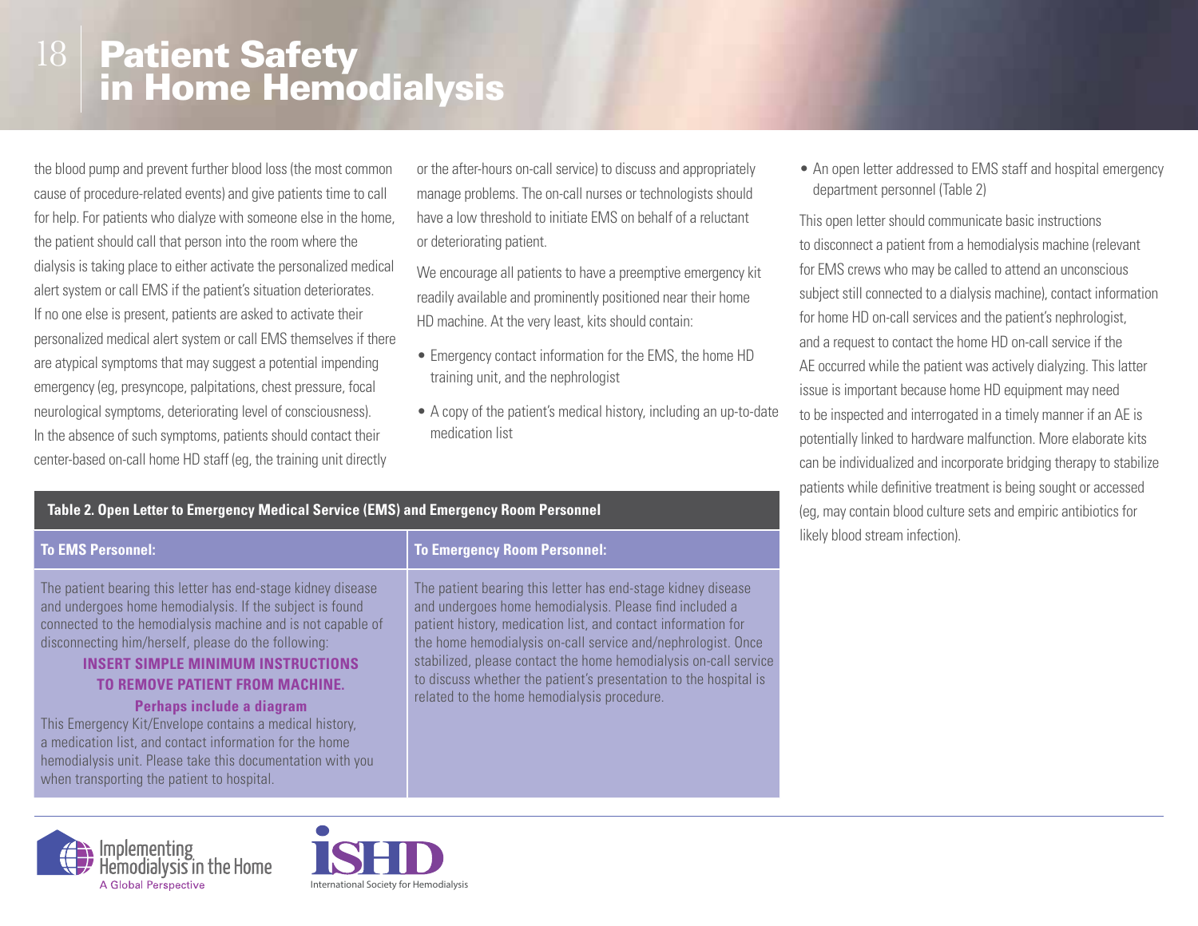the blood pump and prevent further blood loss (the most common cause of procedure-related events) and give patients time to call for help. For patients who dialyze with someone else in the home, the patient should call that person into the room where the dialysis is taking place to either activate the personalized medical alert system or call EMS if the patient's situation deteriorates. If no one else is present, patients are asked to activate their personalized medical alert system or call EMS themselves if there are atypical symptoms that may suggest a potential impending emergency (eg, presyncope, palpitations, chest pressure, focal neurological symptoms, deteriorating level of consciousness). In the absence of such symptoms, patients should contact their center-based on-call home HD staff (eg, the training unit directly or the after-hours on-call service) to discuss and appropriately manage problems. The on-call nurses or technologists should have a low threshold to initiate EMS on behalf of a reluctant or deteriorating patient.

We encourage all patients to have a preemptive emergency kit readily available and prominently positioned near their home HD machine. At the very least, kits should contain:

- Emergency contact information for the EMS, the home HD training unit, and the nephrologist
- A copy of the patient's medical history, including an up-to-date medication list
- An open letter addressed to EMS staff and hospital emergency department personnel (Table 2)

This open letter should communicate basic instructions to disconnect a patient from a hemodialysis machine (relevant for EMS crews who may be called to attend an unconscious subject still connected to a dialysis machine), contact information for home HD on-call services and the patient's nephrologist, and a request to contact the home HD on-call service if the AE occurred while the patient was actively dialyzing. This latter issue is important because home HD equipment may need to be inspected and interrogated in a timely manner if an AE is potentially linked to hardware malfunction. More elaborate kits can be individualized and incorporate bridging therapy to stabilize patients while definitive treatment is being sought or accessed (eg, may contain blood culture sets and empiric antibiotics for likely blood stream infection).

**Table 2. Open Letter to Emergency Medical Service (EMS) and Emergency Room Personnel**

| To EMS Personnel: | To Emergency Room Personnel: |
| --- | --- |
| The patient bearing this letter has end-stage kidney disease and undergoes home hemodialysis. If the subject is found connected to the hemodialysis machine and is not capable of disconnecting him/herself, please do the following: **INSERT SIMPLE MINIMUM INSTRUCTIONS TO REMOVE PATIENT FROM MACHINE.** **Perhaps include a diagram** This Emergency Kit/Envelope contains a medical history, a medication list, and contact information for the home hemodialysis unit. Please take this documentation with you when transporting the patient to hospital. | The patient bearing this letter has end-stage kidney disease and undergoes home hemodialysis. Please find included a patient history, medication list, and contact information for the home hemodialysis on-call service and/nephrologist. Once stabilized, please contact the home hemodialysis on-call service to discuss whether the patient's presentation to the hospital is related to the home hemodialysis procedure. |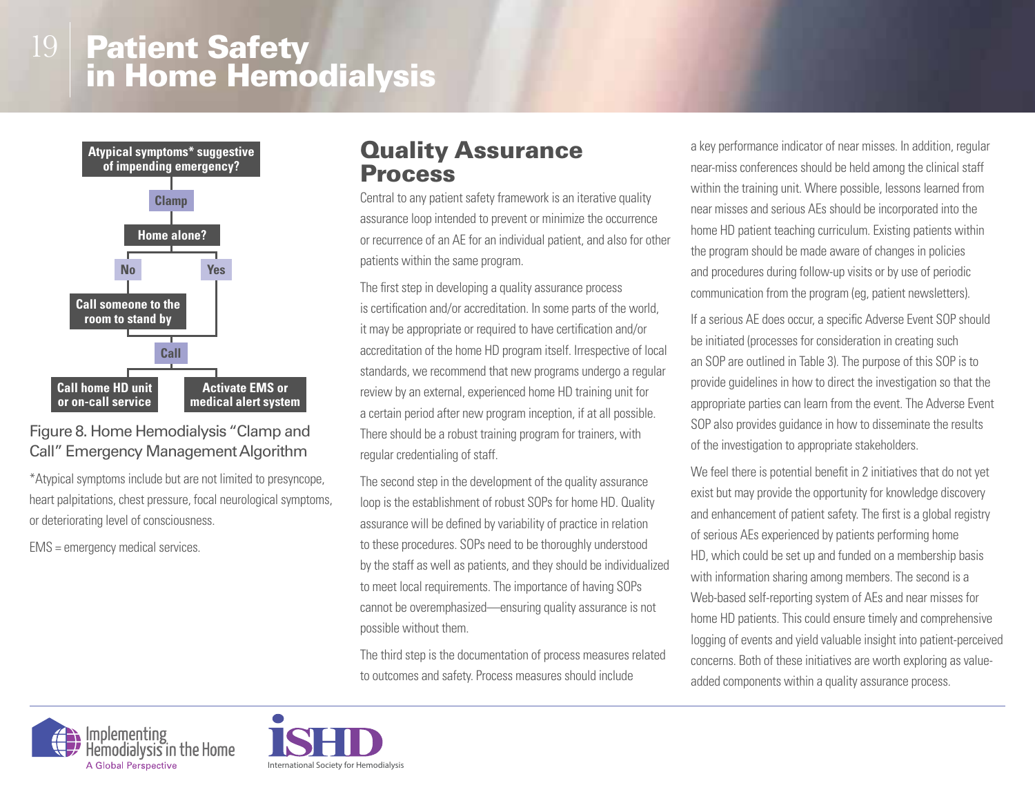Atypical symptoms* suggestive of impending emergency?

Clamp

Home alone?

No — Call someone to the room to stand by

Yes

Call

Call home HD unit or on-call service

Activate EMS or medical alert system

Figure 8. Home Hemodialysis "Clamp and Call" Emergency Management Algorithm

*Atypical symptoms include but are not limited to presyncope, heart palpitations, chest pressure, focal neurological symptoms, or deteriorating level of consciousness.

EMS = emergency medical services.

## Quality Assurance Process

Central to any patient safety framework is an iterative quality assurance loop intended to prevent or minimize the occurrence or recurrence of an AE for an individual patient, and also for other patients within the same program.

The first step in developing a quality assurance process is certification and/or accreditation. In some parts of the world, it may be appropriate or required to have certification and/or accreditation of the home HD program itself. Irrespective of local standards, we recommend that new programs undergo a regular review by an external, experienced home HD training unit for a certain period after new program inception, if at all possible. There should be a robust training program for trainers, with regular credentialing of staff.

The second step in the development of the quality assurance loop is the establishment of robust SOPs for home HD. Quality assurance will be defined by variability of practice in relation to these procedures. SOPs need to be thoroughly understood by the staff as well as patients, and they should be individualized to meet local requirements. The importance of having SOPs cannot be overemphasized—ensuring quality assurance is not possible without them.

The third step is the documentation of process measures related to outcomes and safety. Process measures should include a key performance indicator of near misses. In addition, regular near-miss conferences should be held among the clinical staff within the training unit. Where possible, lessons learned from near misses and serious AEs should be incorporated into the home HD patient teaching curriculum. Existing patients within the program should be made aware of changes in policies and procedures during follow-up visits or by use of periodic communication from the program (eg, patient newsletters).

If a serious AE does occur, a specific Adverse Event SOP should be initiated (processes for consideration in creating such an SOP are outlined in Table 3). The purpose of this SOP is to provide guidelines in how to direct the investigation so that the appropriate parties can learn from the event. The Adverse Event SOP also provides guidance in how to disseminate the results of the investigation to appropriate stakeholders.

We feel there is potential benefit in 2 initiatives that do not yet exist but may provide the opportunity for knowledge discovery and enhancement of patient safety. The first is a global registry of serious AEs experienced by patients performing home HD, which could be set up and funded on a membership basis with information sharing among members. The second is a Web-based self-reporting system of AEs and near misses for home HD patients. This could ensure timely and comprehensive logging of events and yield valuable insight into patient-perceived concerns. Both of these initiatives are worth exploring as value-added components within a quality assurance process.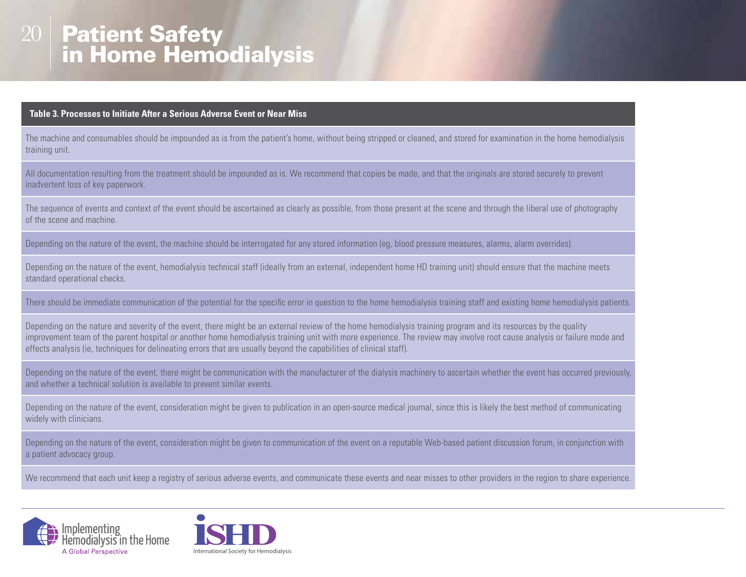**Table 3. Processes to Initiate After a Serious Adverse Event or Near Miss**

| Table 3. Processes to Initiate After a Serious Adverse Event or Near Miss |
|---|
| The machine and consumables should be impounded as is from the patient's home, without being stripped or cleaned, and stored for examination in the home hemodialysis training unit. |
| All documentation resulting from the treatment should be impounded as is. We recommend that copies be made, and that the originals are stored securely to prevent inadvertent loss of key paperwork. |
| The sequence of events and context of the event should be ascertained as clearly as possible, from those present at the scene and through the liberal use of photography of the scene and machine. |
| Depending on the nature of the event, the machine should be interrogated for any stored information (eg, blood pressure measures, alarms, alarm overrides). |
| Depending on the nature of the event, hemodialysis technical staff (ideally from an external, independent home HD training unit) should ensure that the machine meets standard operational checks. |
| There should be immediate communication of the potential for the specific error in question to the home hemodialysis training staff and existing home hemodialysis patients. |
| Depending on the nature and severity of the event, there might be an external review of the home hemodialysis training program and its resources by the quality improvement team of the parent hospital or another home hemodialysis training unit with more experience. The review may involve root cause analysis or failure mode and effects analysis (ie, techniques for delineating errors that are usually beyond the capabilities of clinical staff). |
| Depending on the nature of the event, there might be communication with the manufacturer of the dialysis machinery to ascertain whether the event has occurred previously, and whether a technical solution is available to prevent similar events. |
| Depending on the nature of the event, consideration might be given to publication in an open-source medical journal, since this is likely the best method of communicating widely with clinicians. |
| Depending on the nature of the event, consideration might be given to communication of the event on a reputable Web-based patient discussion forum, in conjunction with a patient advocacy group. |
| We recommend that each unit keep a registry of serious adverse events, and communicate these events and near misses to other providers in the region to share experience. |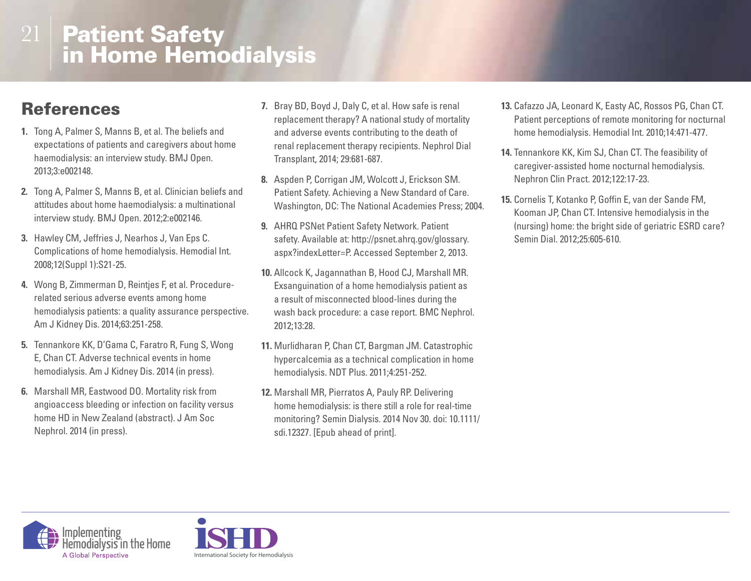## References

1. Tong A, Palmer S, Manns B, et al. The beliefs and expectations of patients and caregivers about home haemodialysis: an interview study. BMJ Open. 2013;3:e002148.

2. Tong A, Palmer S, Manns B, et al. Clinician beliefs and attitudes about home haemodialysis: a multinational interview study. BMJ Open. 2012;2:e002146.

3. Hawley CM, Jeffries J, Nearhos J, Van Eps C. Complications of home hemodialysis. Hemodial Int. 2008;12(Suppl 1):S21-25.

4. Wong B, Zimmerman D, Reintjes F, et al. Procedure-related serious adverse events among home hemodialysis patients: a quality assurance perspective. Am J Kidney Dis. 2014;63:251-258.

5. Tennankore KK, D'Gama C, Faratro R, Fung S, Wong E, Chan CT. Adverse technical events in home hemodialysis. Am J Kidney Dis. 2014 (in press).

6. Marshall MR, Eastwood DO. Mortality risk from angioaccess bleeding or infection on facility versus home HD in New Zealand (abstract). J Am Soc Nephrol. 2014 (in press).

7. Bray BD, Boyd J, Daly C, et al. How safe is renal replacement therapy? A national study of mortality and adverse events contributing to the death of renal replacement therapy recipients. Nephrol Dial Transplant, 2014; 29:681-687.

8. Aspden P, Corrigan JM, Wolcott J, Erickson SM. Patient Safety. Achieving a New Standard of Care. Washington, DC: The National Academies Press; 2004.

9. AHRQ PSNet Patient Safety Network. Patient safety. Available at: http://psnet.ahrq.gov/glossary.aspx?indexLetter=P. Accessed September 2, 2013.

10. Allcock K, Jagannathan B, Hood CJ, Marshall MR. Exsanguination of a home hemodialysis patient as a result of misconnected blood-lines during the wash back procedure: a case report. BMC Nephrol. 2012;13:28.

11. Murlidharan P, Chan CT, Bargman JM. Catastrophic hypercalcemia as a technical complication in home hemodialysis. NDT Plus. 2011;4:251-252.

12. Marshall MR, Pierratos A, Pauly RP. Delivering home hemodialysis: is there still a role for real-time monitoring? Semin Dialysis. 2014 Nov 30. doi: 10.1111/sdi.12327. [Epub ahead of print].

13. Cafazzo JA, Leonard K, Easty AC, Rossos PG, Chan CT. Patient perceptions of remote monitoring for nocturnal home hemodialysis. Hemodial Int. 2010;14:471-477.

14. Tennankore KK, Kim SJ, Chan CT. The feasibility of caregiver-assisted home nocturnal hemodialysis. Nephron Clin Pract. 2012;122:17-23.

15. Cornelis T, Kotanko P, Goffin E, van der Sande FM, Kooman JP, Chan CT. Intensive hemodialysis in the (nursing) home: the bright side of geriatric ESRD care? Semin Dial. 2012;25:605-610.